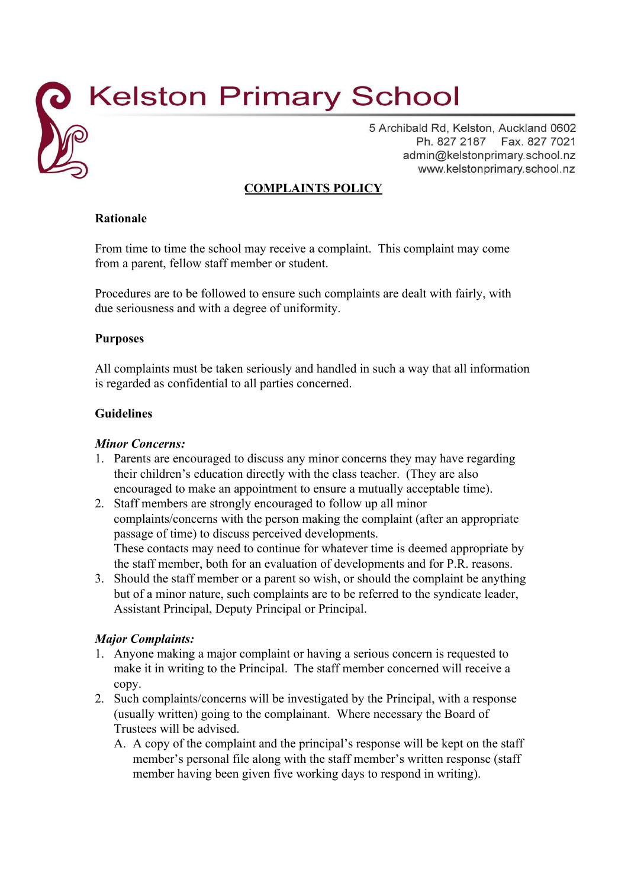# Kelston Primary School

5 Archibald Rd, Kelston, Auckland 0602
Ph. 827 2187 Fax. 827 7021
admin@kelstonprimary.school.nz
www.kelstonprimary.school.nz

## COMPLAINTS POLICY

### Rationale

From time to time the school may receive a complaint. This complaint may come from a parent, fellow staff member or student.

Procedures are to be followed to ensure such complaints are dealt with fairly, with due seriousness and with a degree of uniformity.

### Purposes

All complaints must be taken seriously and handled in such a way that all information is regarded as confidential to all parties concerned.

### Guidelines

***Minor Concerns:***

1. Parents are encouraged to discuss any minor concerns they may have regarding their children's education directly with the class teacher. (They are also encouraged to make an appointment to ensure a mutually acceptable time).
2. Staff members are strongly encouraged to follow up all minor complaints/concerns with the person making the complaint (after an appropriate passage of time) to discuss perceived developments.
   These contacts may need to continue for whatever time is deemed appropriate by the staff member, both for an evaluation of developments and for P.R. reasons.
3. Should the staff member or a parent so wish, or should the complaint be anything but of a minor nature, such complaints are to be referred to the syndicate leader, Assistant Principal, Deputy Principal or Principal.

***Major Complaints:***

1. Anyone making a major complaint or having a serious concern is requested to make it in writing to the Principal. The staff member concerned will receive a copy.
2. Such complaints/concerns will be investigated by the Principal, with a response (usually written) going to the complainant. Where necessary the Board of Trustees will be advised.
   A. A copy of the complaint and the principal's response will be kept on the staff member's personal file along with the staff member's written response (staff member having been given five working days to respond in writing).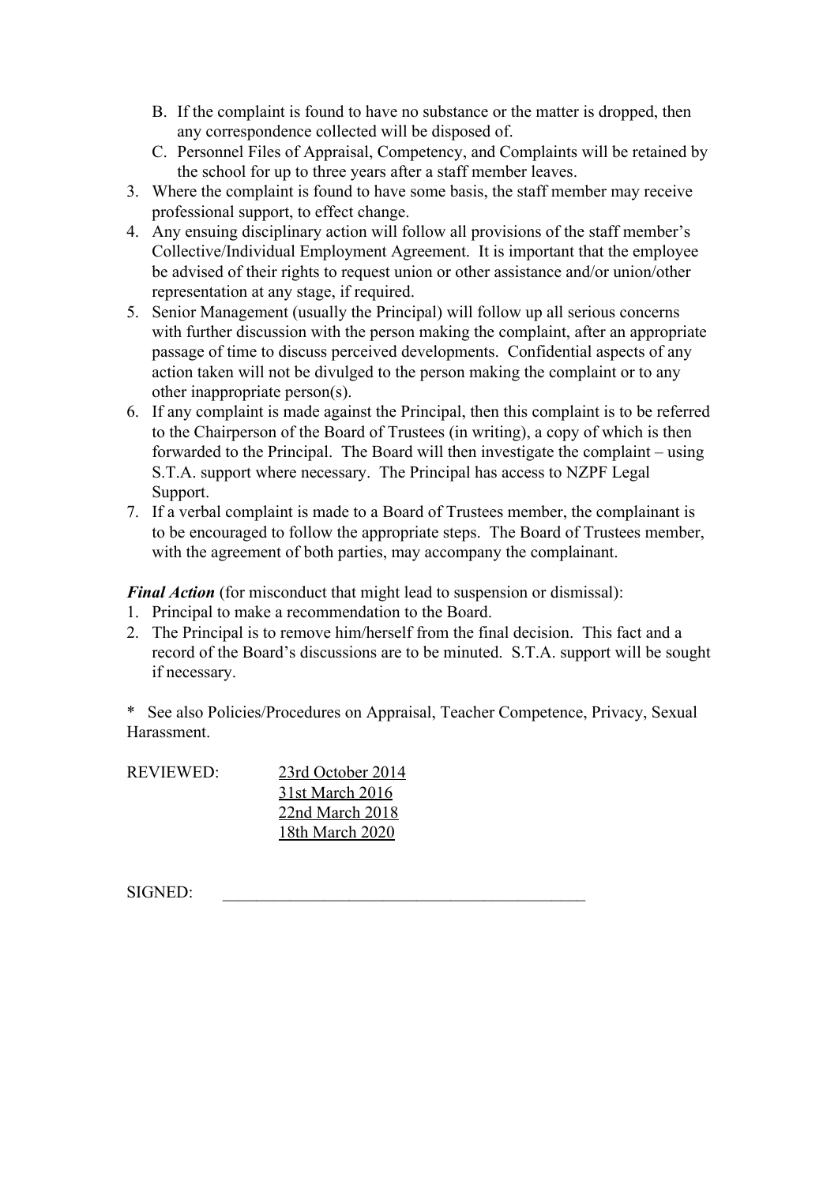B. If the complaint is found to have no substance or the matter is dropped, then any correspondence collected will be disposed of.
C. Personnel Files of Appraisal, Competency, and Complaints will be retained by the school for up to three years after a staff member leaves.

3. Where the complaint is found to have some basis, the staff member may receive professional support, to effect change.
4. Any ensuing disciplinary action will follow all provisions of the staff member's Collective/Individual Employment Agreement. It is important that the employee be advised of their rights to request union or other assistance and/or union/other representation at any stage, if required.
5. Senior Management (usually the Principal) will follow up all serious concerns with further discussion with the person making the complaint, after an appropriate passage of time to discuss perceived developments. Confidential aspects of any action taken will not be divulged to the person making the complaint or to any other inappropriate person(s).
6. If any complaint is made against the Principal, then this complaint is to be referred to the Chairperson of the Board of Trustees (in writing), a copy of which is then forwarded to the Principal. The Board will then investigate the complaint – using S.T.A. support where necessary. The Principal has access to NZPF Legal Support.
7. If a verbal complaint is made to a Board of Trustees member, the complainant is to be encouraged to follow the appropriate steps. The Board of Trustees member, with the agreement of both parties, may accompany the complainant.

***Final Action*** (for misconduct that might lead to suspension or dismissal):

1. Principal to make a recommendation to the Board.
2. The Principal is to remove him/herself from the final decision. This fact and a record of the Board's discussions are to be minuted. S.T.A. support will be sought if necessary.

\* See also Policies/Procedures on Appraisal, Teacher Competence, Privacy, Sexual Harassment.

REVIEWED: 23rd October 2014
31st March 2016
22nd March 2018
18th March 2020

SIGNED: ____________________________________________